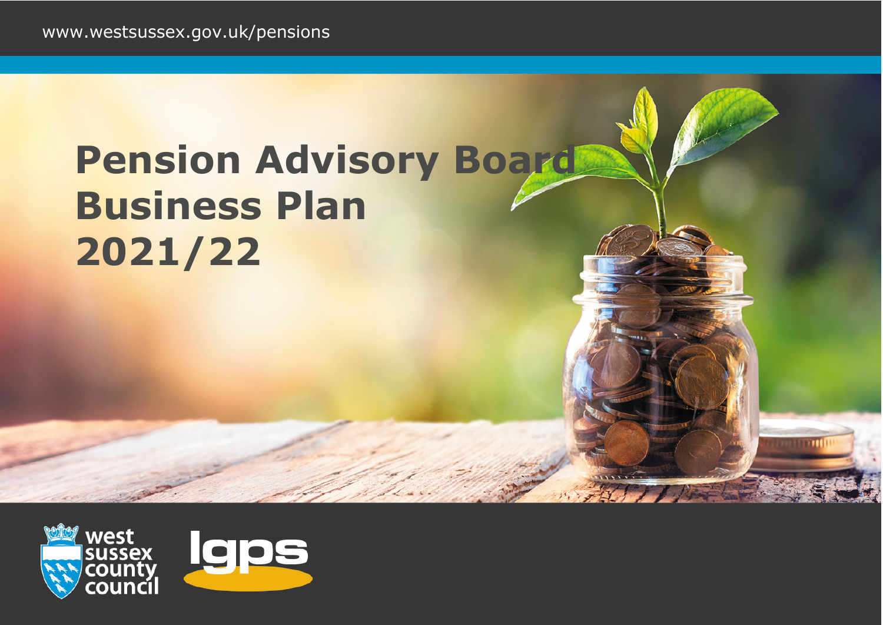www.westsussex.gov.uk/pensions

# Pension Advisory Board Business Plan 2021/22

west sussex county council

lgps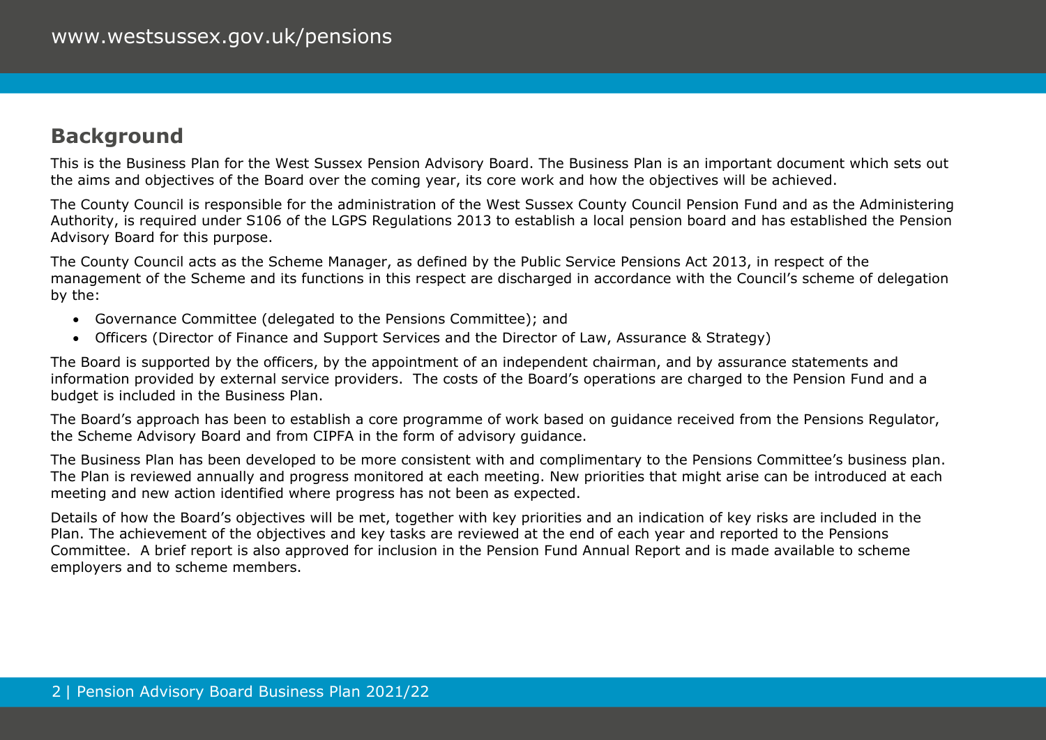## Background

This is the Business Plan for the West Sussex Pension Advisory Board. The Business Plan is an important document which sets out the aims and objectives of the Board over the coming year, its core work and how the objectives will be achieved.

The County Council is responsible for the administration of the West Sussex County Council Pension Fund and as the Administering Authority, is required under S106 of the LGPS Regulations 2013 to establish a local pension board and has established the Pension Advisory Board for this purpose.

The County Council acts as the Scheme Manager, as defined by the Public Service Pensions Act 2013, in respect of the management of the Scheme and its functions in this respect are discharged in accordance with the Council's scheme of delegation by the:

- Governance Committee (delegated to the Pensions Committee); and
- Officers (Director of Finance and Support Services and the Director of Law, Assurance & Strategy)

The Board is supported by the officers, by the appointment of an independent chairman, and by assurance statements and information provided by external service providers. The costs of the Board's operations are charged to the Pension Fund and a budget is included in the Business Plan.

The Board's approach has been to establish a core programme of work based on guidance received from the Pensions Regulator, the Scheme Advisory Board and from CIPFA in the form of advisory guidance.

The Business Plan has been developed to be more consistent with and complimentary to the Pensions Committee's business plan. The Plan is reviewed annually and progress monitored at each meeting. New priorities that might arise can be introduced at each meeting and new action identified where progress has not been as expected.

Details of how the Board's objectives will be met, together with key priorities and an indication of key risks are included in the Plan. The achievement of the objectives and key tasks are reviewed at the end of each year and reported to the Pensions Committee. A brief report is also approved for inclusion in the Pension Fund Annual Report and is made available to scheme employers and to scheme members.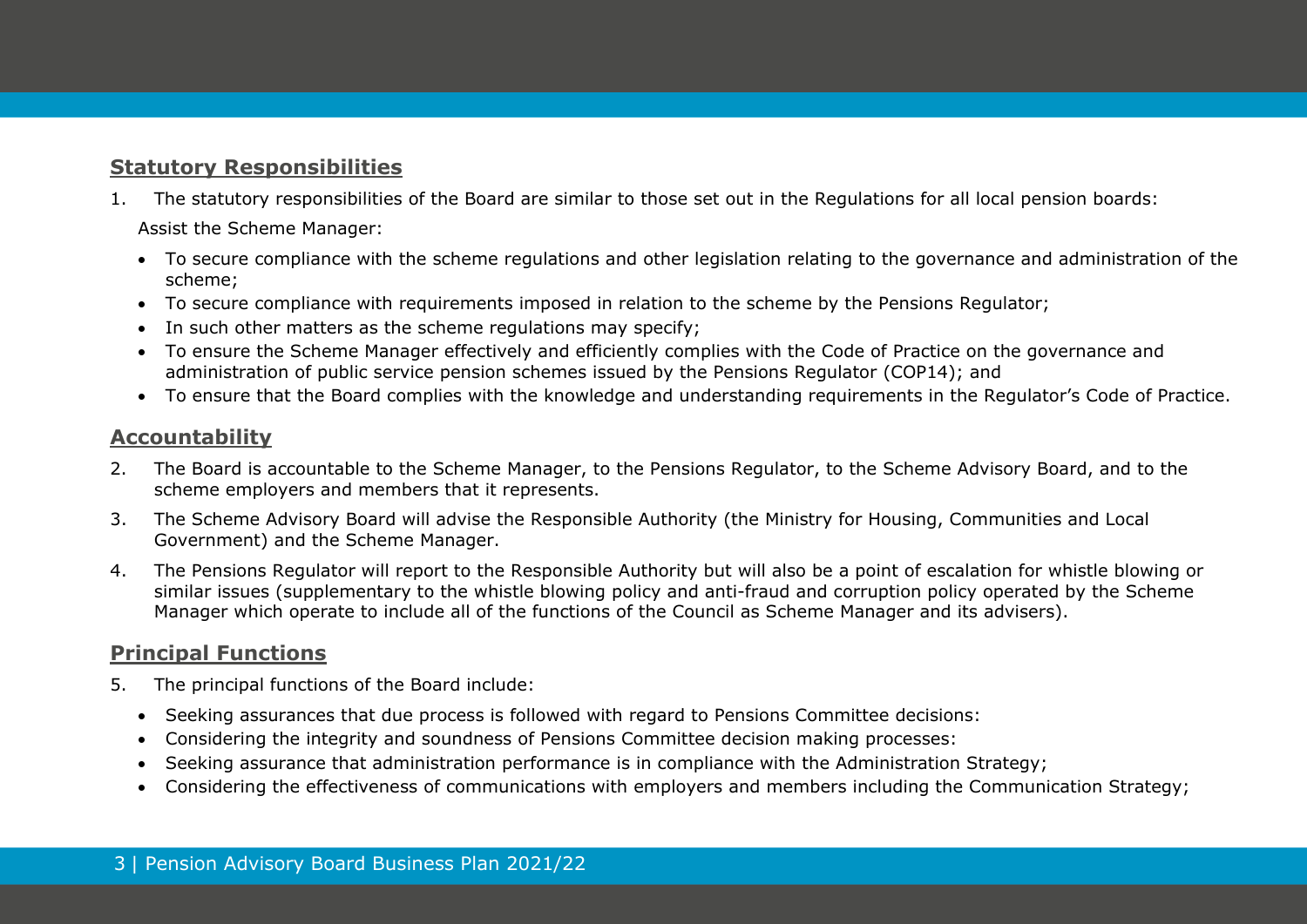## Statutory Responsibilities

1. The statutory responsibilities of the Board are similar to those set out in the Regulations for all local pension boards:

   Assist the Scheme Manager:

   - To secure compliance with the scheme regulations and other legislation relating to the governance and administration of the scheme;
   - To secure compliance with requirements imposed in relation to the scheme by the Pensions Regulator;
   - In such other matters as the scheme regulations may specify;
   - To ensure the Scheme Manager effectively and efficiently complies with the Code of Practice on the governance and administration of public service pension schemes issued by the Pensions Regulator (COP14); and
   - To ensure that the Board complies with the knowledge and understanding requirements in the Regulator's Code of Practice.

## Accountability

2. The Board is accountable to the Scheme Manager, to the Pensions Regulator, to the Scheme Advisory Board, and to the scheme employers and members that it represents.
3. The Scheme Advisory Board will advise the Responsible Authority (the Ministry for Housing, Communities and Local Government) and the Scheme Manager.
4. The Pensions Regulator will report to the Responsible Authority but will also be a point of escalation for whistle blowing or similar issues (supplementary to the whistle blowing policy and anti-fraud and corruption policy operated by the Scheme Manager which operate to include all of the functions of the Council as Scheme Manager and its advisers).

## Principal Functions

5. The principal functions of the Board include:

   - Seeking assurances that due process is followed with regard to Pensions Committee decisions:
   - Considering the integrity and soundness of Pensions Committee decision making processes:
   - Seeking assurance that administration performance is in compliance with the Administration Strategy;
   - Considering the effectiveness of communications with employers and members including the Communication Strategy;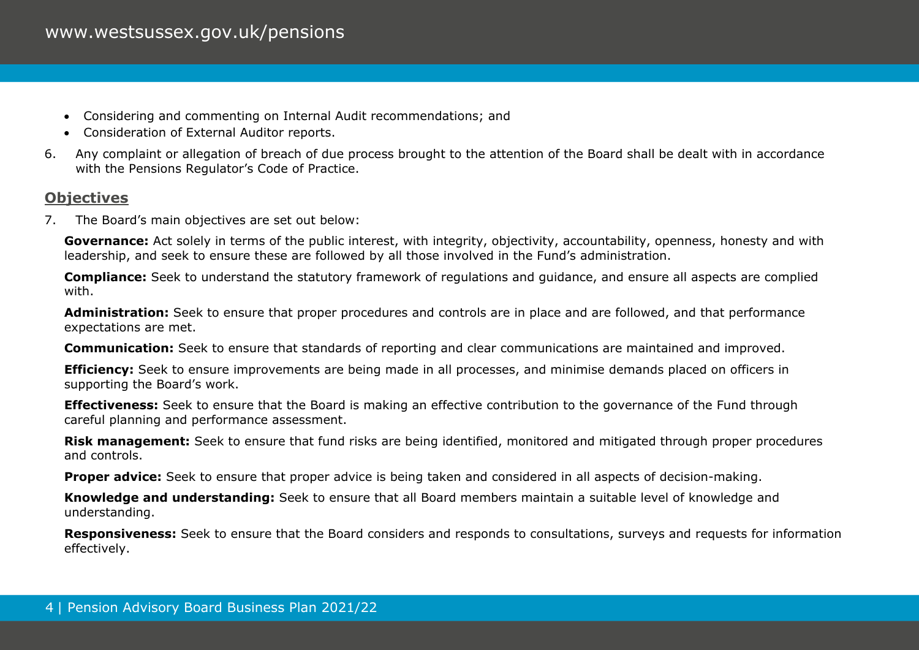- Considering and commenting on Internal Audit recommendations; and
- Consideration of External Auditor reports.

6. Any complaint or allegation of breach of due process brought to the attention of the Board shall be dealt with in accordance with the Pensions Regulator's Code of Practice.

## Objectives

7. The Board's main objectives are set out below:

**Governance:** Act solely in terms of the public interest, with integrity, objectivity, accountability, openness, honesty and with leadership, and seek to ensure these are followed by all those involved in the Fund's administration.

**Compliance:** Seek to understand the statutory framework of regulations and guidance, and ensure all aspects are complied with.

**Administration:** Seek to ensure that proper procedures and controls are in place and are followed, and that performance expectations are met.

**Communication:** Seek to ensure that standards of reporting and clear communications are maintained and improved.

**Efficiency:** Seek to ensure improvements are being made in all processes, and minimise demands placed on officers in supporting the Board's work.

**Effectiveness:** Seek to ensure that the Board is making an effective contribution to the governance of the Fund through careful planning and performance assessment.

**Risk management:** Seek to ensure that fund risks are being identified, monitored and mitigated through proper procedures and controls.

**Proper advice:** Seek to ensure that proper advice is being taken and considered in all aspects of decision-making.

**Knowledge and understanding:** Seek to ensure that all Board members maintain a suitable level of knowledge and understanding.

**Responsiveness:** Seek to ensure that the Board considers and responds to consultations, surveys and requests for information effectively.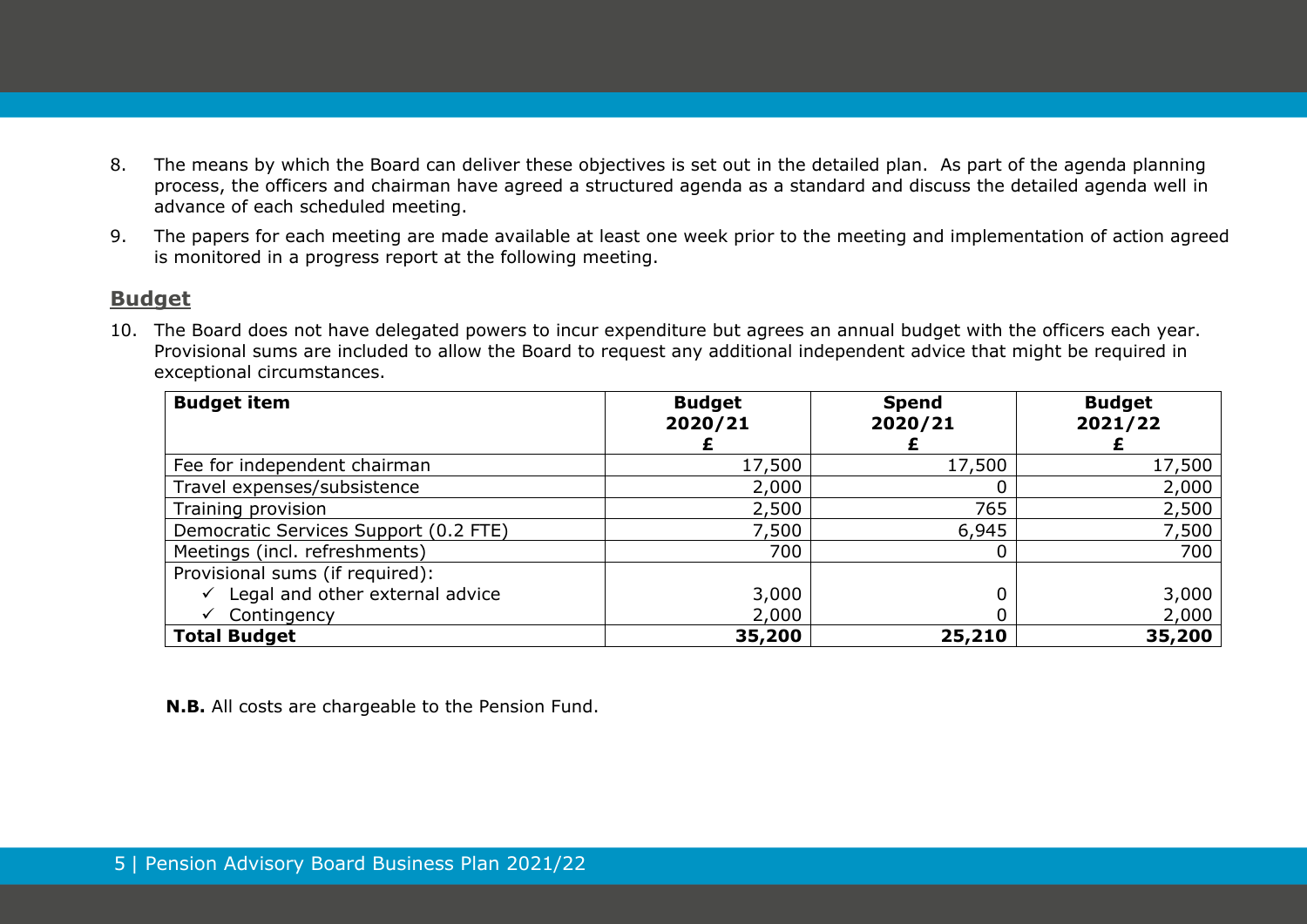8. The means by which the Board can deliver these objectives is set out in the detailed plan. As part of the agenda planning process, the officers and chairman have agreed a structured agenda as a standard and discuss the detailed agenda well in advance of each scheduled meeting.

9. The papers for each meeting are made available at least one week prior to the meeting and implementation of action agreed is monitored in a progress report at the following meeting.

## Budget

10. The Board does not have delegated powers to incur expenditure but agrees an annual budget with the officers each year. Provisional sums are included to allow the Board to request any additional independent advice that might be required in exceptional circumstances.

| Budget item | Budget 2020/21 £ | Spend 2020/21 £ | Budget 2021/22 £ |
|---|---|---|---|
| Fee for independent chairman | 17,500 | 17,500 | 17,500 |
| Travel expenses/subsistence | 2,000 | 0 | 2,000 |
| Training provision | 2,500 | 765 | 2,500 |
| Democratic Services Support (0.2 FTE) | 7,500 | 6,945 | 7,500 |
| Meetings (incl. refreshments) | 700 | 0 | 700 |
| Provisional sums (if required): | | | |
| ✓ Legal and other external advice | 3,000 | 0 | 3,000 |
| ✓ Contingency | 2,000 | 0 | 2,000 |
| **Total Budget** | **35,200** | **25,210** | **35,200** |

**N.B.** All costs are chargeable to the Pension Fund.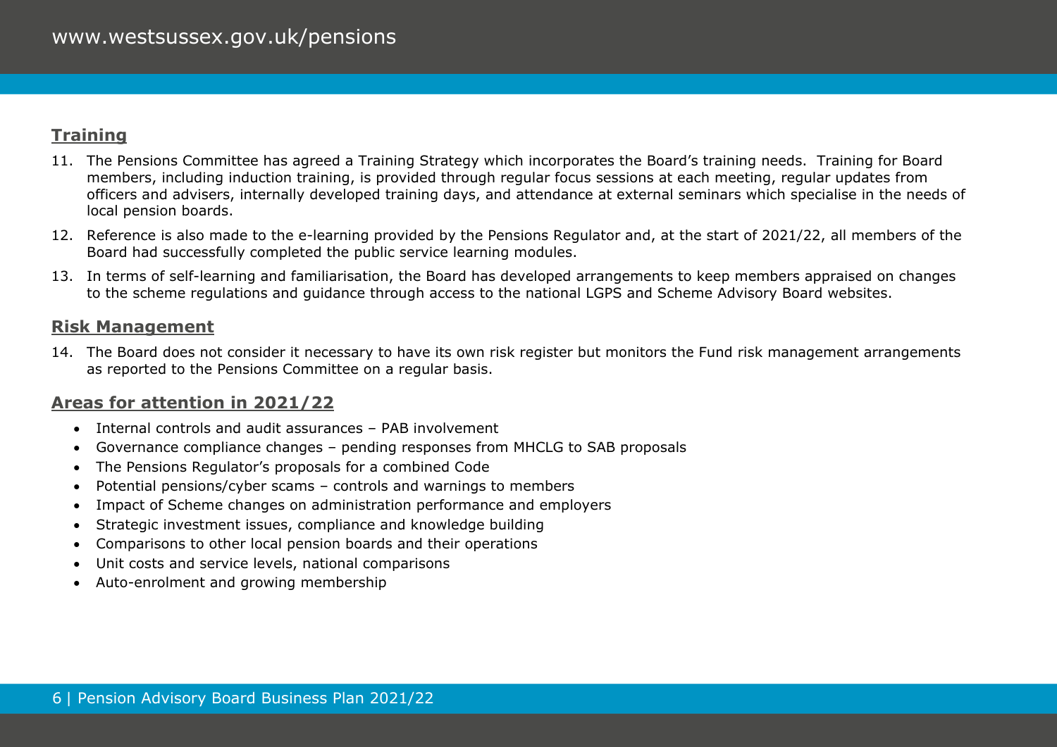## Training

11. The Pensions Committee has agreed a Training Strategy which incorporates the Board's training needs. Training for Board members, including induction training, is provided through regular focus sessions at each meeting, regular updates from officers and advisers, internally developed training days, and attendance at external seminars which specialise in the needs of local pension boards.
12. Reference is also made to the e-learning provided by the Pensions Regulator and, at the start of 2021/22, all members of the Board had successfully completed the public service learning modules.
13. In terms of self-learning and familiarisation, the Board has developed arrangements to keep members appraised on changes to the scheme regulations and guidance through access to the national LGPS and Scheme Advisory Board websites.

## Risk Management

14. The Board does not consider it necessary to have its own risk register but monitors the Fund risk management arrangements as reported to the Pensions Committee on a regular basis.

## Areas for attention in 2021/22

- Internal controls and audit assurances – PAB involvement
- Governance compliance changes – pending responses from MHCLG to SAB proposals
- The Pensions Regulator's proposals for a combined Code
- Potential pensions/cyber scams – controls and warnings to members
- Impact of Scheme changes on administration performance and employers
- Strategic investment issues, compliance and knowledge building
- Comparisons to other local pension boards and their operations
- Unit costs and service levels, national comparisons
- Auto-enrolment and growing membership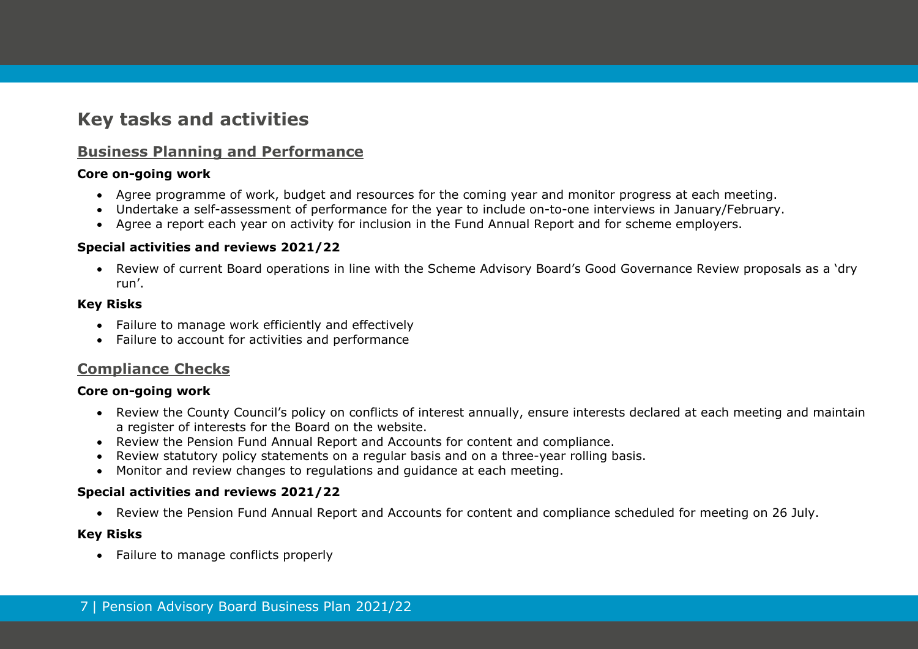## Key tasks and activities

### Business Planning and Performance

**Core on-going work**

- Agree programme of work, budget and resources for the coming year and monitor progress at each meeting.
- Undertake a self-assessment of performance for the year to include on-to-one interviews in January/February.
- Agree a report each year on activity for inclusion in the Fund Annual Report and for scheme employers.

**Special activities and reviews 2021/22**

- Review of current Board operations in line with the Scheme Advisory Board's Good Governance Review proposals as a 'dry run'.

**Key Risks**

- Failure to manage work efficiently and effectively
- Failure to account for activities and performance

### Compliance Checks

**Core on-going work**

- Review the County Council's policy on conflicts of interest annually, ensure interests declared at each meeting and maintain a register of interests for the Board on the website.
- Review the Pension Fund Annual Report and Accounts for content and compliance.
- Review statutory policy statements on a regular basis and on a three-year rolling basis.
- Monitor and review changes to regulations and guidance at each meeting.

**Special activities and reviews 2021/22**

- Review the Pension Fund Annual Report and Accounts for content and compliance scheduled for meeting on 26 July.

**Key Risks**

- Failure to manage conflicts properly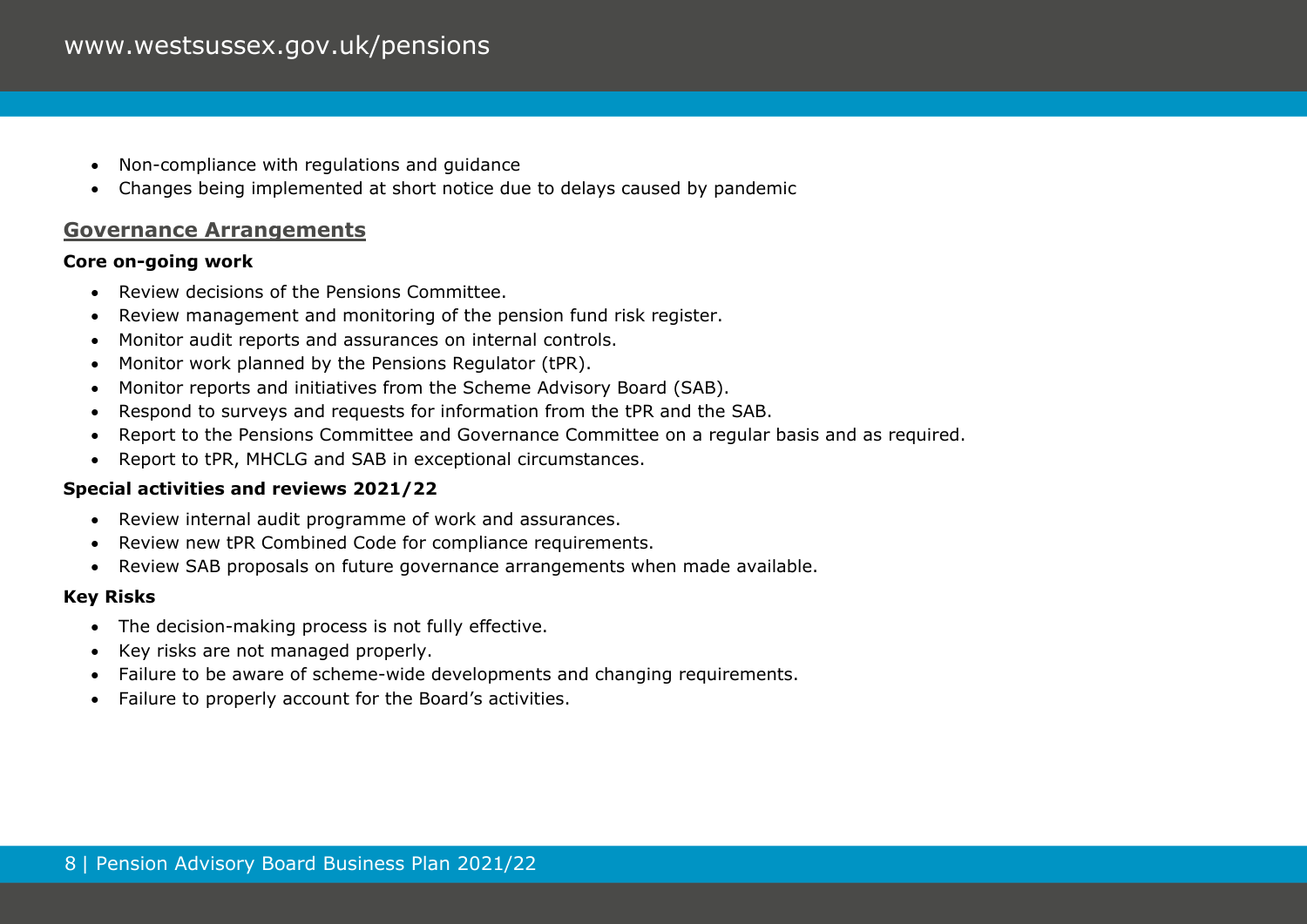- Non-compliance with regulations and guidance
- Changes being implemented at short notice due to delays caused by pandemic

## Governance Arrangements

**Core on-going work**

- Review decisions of the Pensions Committee.
- Review management and monitoring of the pension fund risk register.
- Monitor audit reports and assurances on internal controls.
- Monitor work planned by the Pensions Regulator (tPR).
- Monitor reports and initiatives from the Scheme Advisory Board (SAB).
- Respond to surveys and requests for information from the tPR and the SAB.
- Report to the Pensions Committee and Governance Committee on a regular basis and as required.
- Report to tPR, MHCLG and SAB in exceptional circumstances.

**Special activities and reviews 2021/22**

- Review internal audit programme of work and assurances.
- Review new tPR Combined Code for compliance requirements.
- Review SAB proposals on future governance arrangements when made available.

**Key Risks**

- The decision-making process is not fully effective.
- Key risks are not managed properly.
- Failure to be aware of scheme-wide developments and changing requirements.
- Failure to properly account for the Board's activities.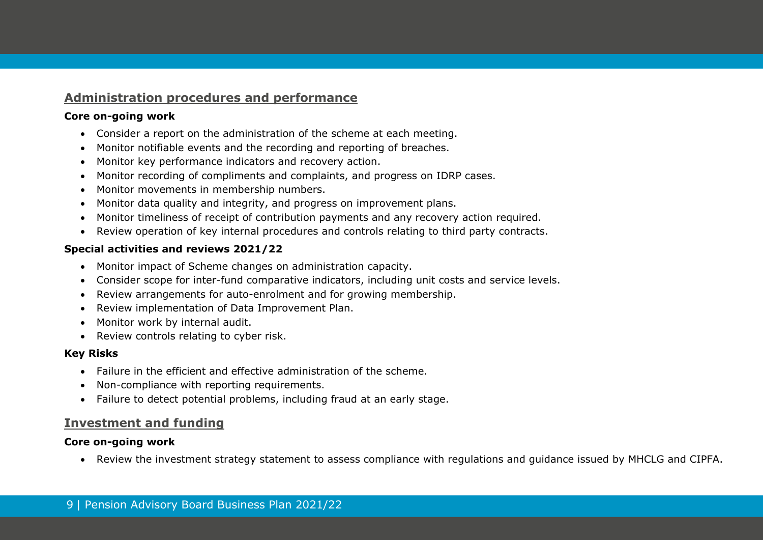## Administration procedures and performance

**Core on-going work**

- Consider a report on the administration of the scheme at each meeting.
- Monitor notifiable events and the recording and reporting of breaches.
- Monitor key performance indicators and recovery action.
- Monitor recording of compliments and complaints, and progress on IDRP cases.
- Monitor movements in membership numbers.
- Monitor data quality and integrity, and progress on improvement plans.
- Monitor timeliness of receipt of contribution payments and any recovery action required.
- Review operation of key internal procedures and controls relating to third party contracts.

**Special activities and reviews 2021/22**

- Monitor impact of Scheme changes on administration capacity.
- Consider scope for inter-fund comparative indicators, including unit costs and service levels.
- Review arrangements for auto-enrolment and for growing membership.
- Review implementation of Data Improvement Plan.
- Monitor work by internal audit.
- Review controls relating to cyber risk.

**Key Risks**

- Failure in the efficient and effective administration of the scheme.
- Non-compliance with reporting requirements.
- Failure to detect potential problems, including fraud at an early stage.

## Investment and funding

**Core on-going work**

- Review the investment strategy statement to assess compliance with regulations and guidance issued by MHCLG and CIPFA.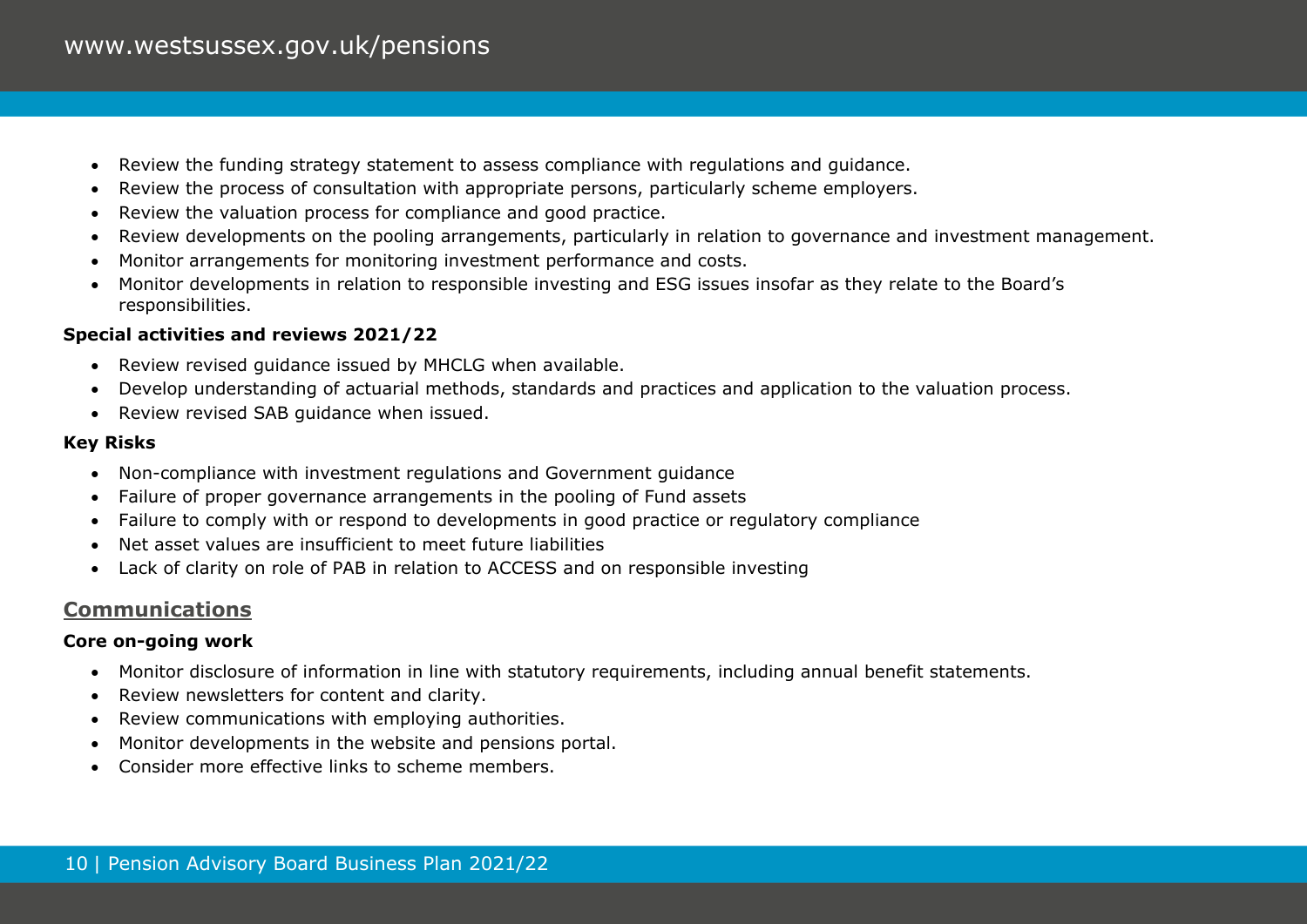- Review the funding strategy statement to assess compliance with regulations and guidance.
- Review the process of consultation with appropriate persons, particularly scheme employers.
- Review the valuation process for compliance and good practice.
- Review developments on the pooling arrangements, particularly in relation to governance and investment management.
- Monitor arrangements for monitoring investment performance and costs.
- Monitor developments in relation to responsible investing and ESG issues insofar as they relate to the Board's responsibilities.

**Special activities and reviews 2021/22**

- Review revised guidance issued by MHCLG when available.
- Develop understanding of actuarial methods, standards and practices and application to the valuation process.
- Review revised SAB guidance when issued.

**Key Risks**

- Non-compliance with investment regulations and Government guidance
- Failure of proper governance arrangements in the pooling of Fund assets
- Failure to comply with or respond to developments in good practice or regulatory compliance
- Net asset values are insufficient to meet future liabilities
- Lack of clarity on role of PAB in relation to ACCESS and on responsible investing

## Communications

**Core on-going work**

- Monitor disclosure of information in line with statutory requirements, including annual benefit statements.
- Review newsletters for content and clarity.
- Review communications with employing authorities.
- Monitor developments in the website and pensions portal.
- Consider more effective links to scheme members.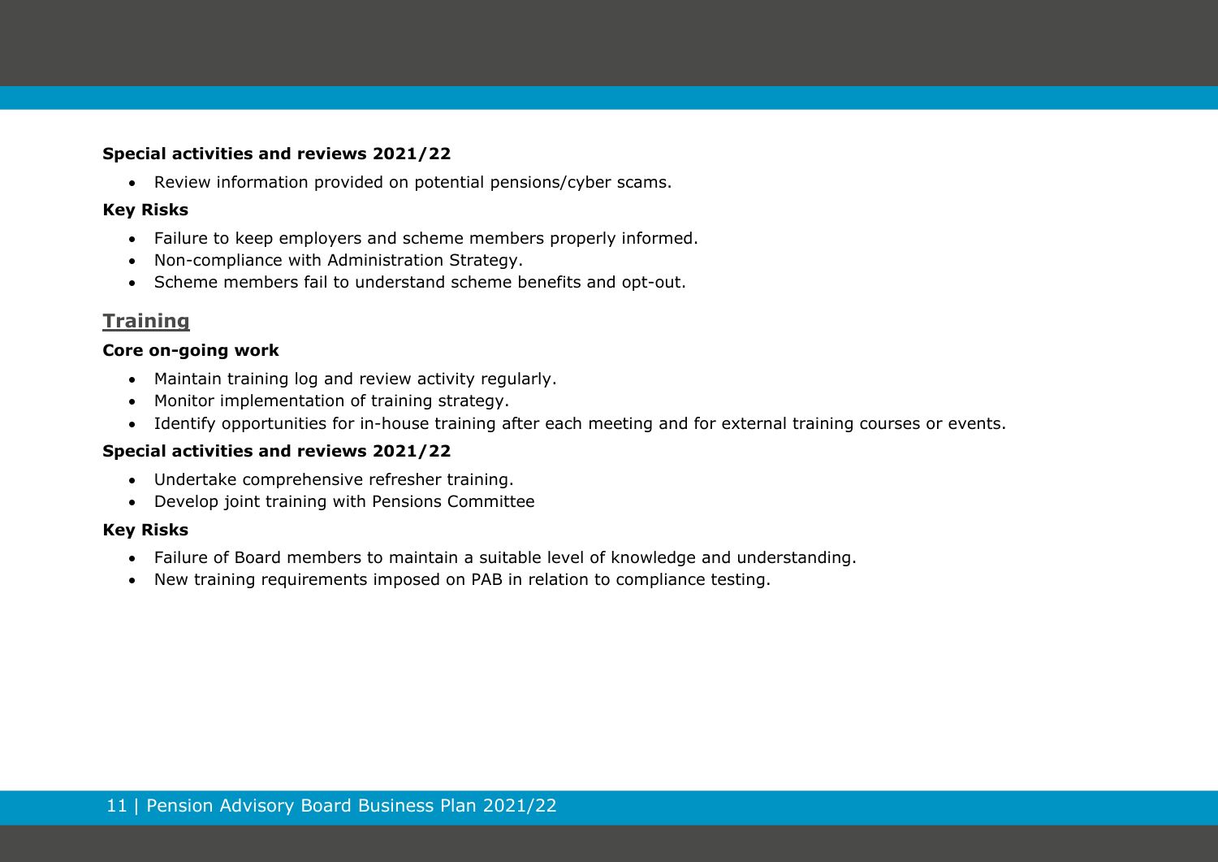**Special activities and reviews 2021/22**

- Review information provided on potential pensions/cyber scams.

**Key Risks**

- Failure to keep employers and scheme members properly informed.
- Non-compliance with Administration Strategy.
- Scheme members fail to understand scheme benefits and opt-out.

## Training

**Core on-going work**

- Maintain training log and review activity regularly.
- Monitor implementation of training strategy.
- Identify opportunities for in-house training after each meeting and for external training courses or events.

**Special activities and reviews 2021/22**

- Undertake comprehensive refresher training.
- Develop joint training with Pensions Committee

**Key Risks**

- Failure of Board members to maintain a suitable level of knowledge and understanding.
- New training requirements imposed on PAB in relation to compliance testing.